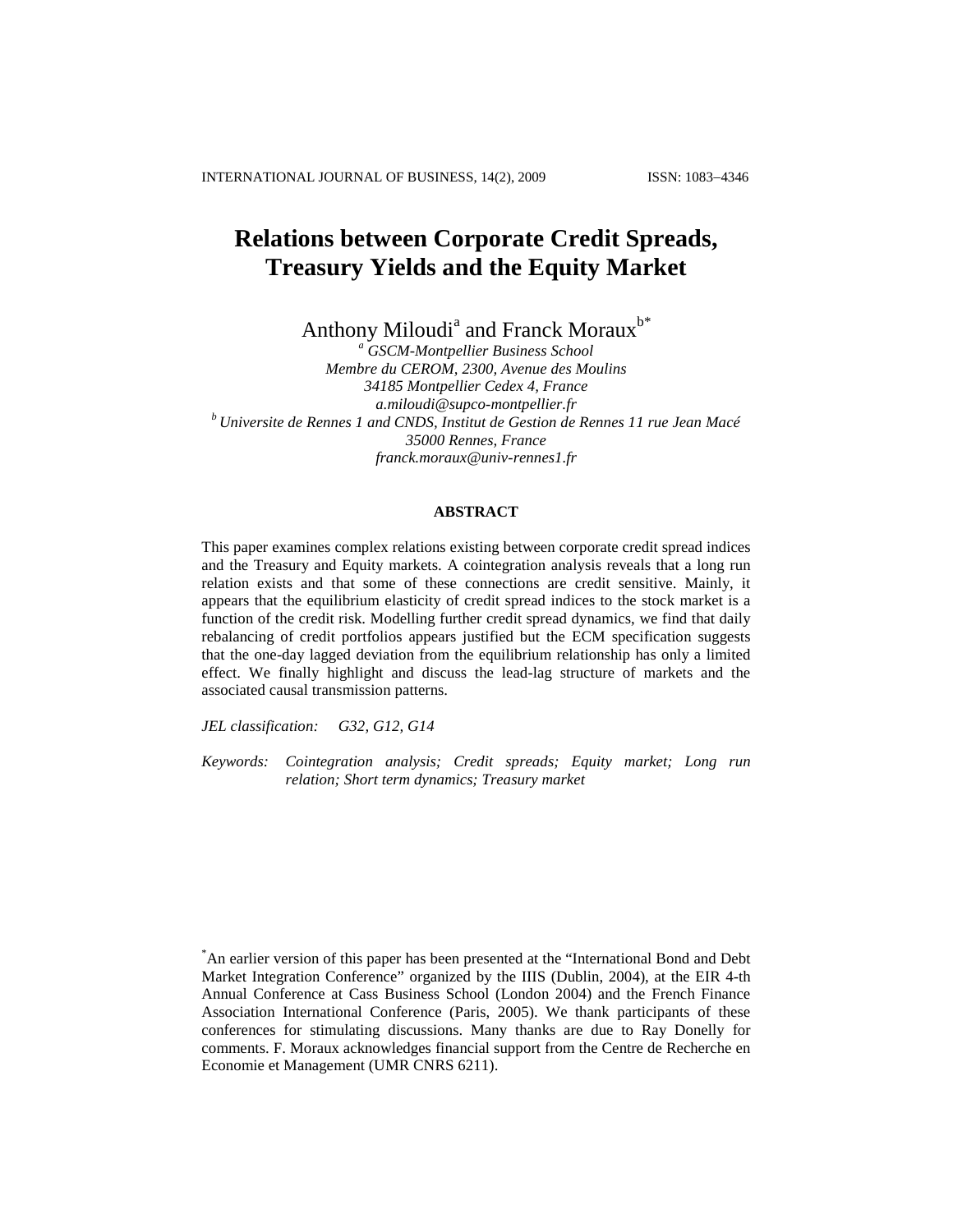# Relations between Corporate Credit Spreads, Treasury Yields and the Equity Market

Anthony Miloudi[a] and Franck Moraux[b*]

[a] *GSCM-Montpellier Business School*
*Membre du CEROM, 2300, Avenue des Moulins*
*34185 Montpellier Cedex 4, France*
*a.miloudi@supco-montpellier.fr*

[b] *Universite de Rennes 1 and CNDS, Institut de Gestion de Rennes 11 rue Jean Macé*
*35000 Rennes, France*
*franck.moraux@univ-rennes1.fr*

## ABSTRACT

This paper examines complex relations existing between corporate credit spread indices and the Treasury and Equity markets. A cointegration analysis reveals that a long run relation exists and that some of these connections are credit sensitive. Mainly, it appears that the equilibrium elasticity of credit spread indices to the stock market is a function of the credit risk. Modelling further credit spread dynamics, we find that daily rebalancing of credit portfolios appears justified but the ECM specification suggests that the one-day lagged deviation from the equilibrium relationship has only a limited effect. We finally highlight and discuss the lead-lag structure of markets and the associated causal transmission patterns.

*JEL classification:* G32, G12, G14

*Keywords:* *Cointegration analysis; Credit spreads; Equity market; Long run relation; Short term dynamics; Treasury market*

[*] An earlier version of this paper has been presented at the "International Bond and Debt Market Integration Conference" organized by the IIIS (Dublin, 2004), at the EIR 4-th Annual Conference at Cass Business School (London 2004) and the French Finance Association International Conference (Paris, 2005). We thank participants of these conferences for stimulating discussions. Many thanks are due to Ray Donelly for comments. F. Moraux acknowledges financial support from the Centre de Recherche en Economie et Management (UMR CNRS 6211).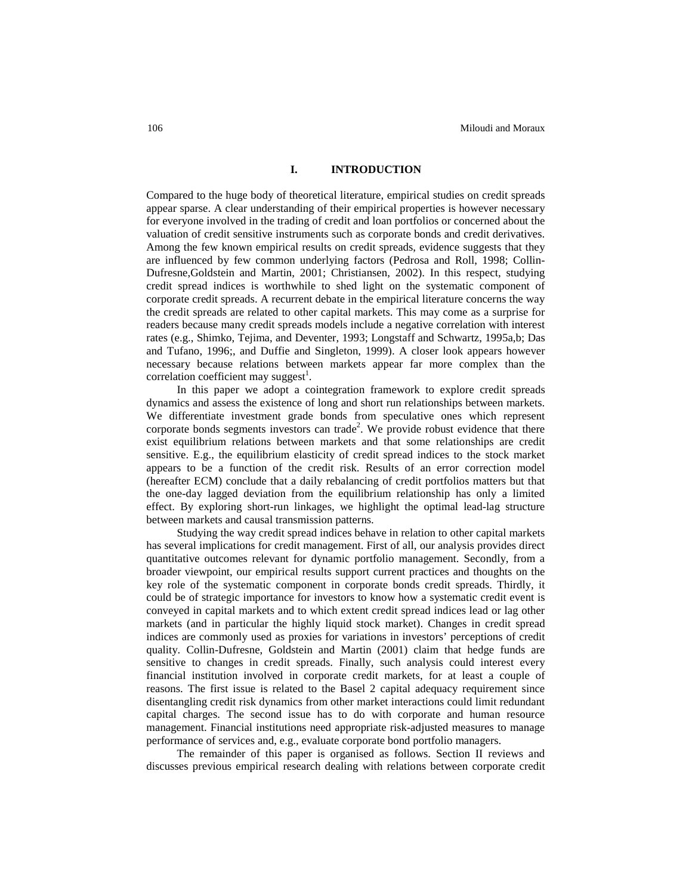## I. INTRODUCTION

Compared to the huge body of theoretical literature, empirical studies on credit spreads appear sparse. A clear understanding of their empirical properties is however necessary for everyone involved in the trading of credit and loan portfolios or concerned about the valuation of credit sensitive instruments such as corporate bonds and credit derivatives. Among the few known empirical results on credit spreads, evidence suggests that they are influenced by few common underlying factors (Pedrosa and Roll, 1998; Collin-Dufresne,Goldstein and Martin, 2001; Christiansen, 2002). In this respect, studying credit spread indices is worthwhile to shed light on the systematic component of corporate credit spreads. A recurrent debate in the empirical literature concerns the way the credit spreads are related to other capital markets. This may come as a surprise for readers because many credit spreads models include a negative correlation with interest rates (e.g., Shimko, Tejima, and Deventer, 1993; Longstaff and Schwartz, 1995a,b; Das and Tufano, 1996;, and Duffie and Singleton, 1999). A closer look appears however necessary because relations between markets appear far more complex than the correlation coefficient may suggest[1].

In this paper we adopt a cointegration framework to explore credit spreads dynamics and assess the existence of long and short run relationships between markets. We differentiate investment grade bonds from speculative ones which represent corporate bonds segments investors can trade[2]. We provide robust evidence that there exist equilibrium relations between markets and that some relationships are credit sensitive. E.g., the equilibrium elasticity of credit spread indices to the stock market appears to be a function of the credit risk. Results of an error correction model (hereafter ECM) conclude that a daily rebalancing of credit portfolios matters but that the one-day lagged deviation from the equilibrium relationship has only a limited effect. By exploring short-run linkages, we highlight the optimal lead-lag structure between markets and causal transmission patterns.

Studying the way credit spread indices behave in relation to other capital markets has several implications for credit management. First of all, our analysis provides direct quantitative outcomes relevant for dynamic portfolio management. Secondly, from a broader viewpoint, our empirical results support current practices and thoughts on the key role of the systematic component in corporate bonds credit spreads. Thirdly, it could be of strategic importance for investors to know how a systematic credit event is conveyed in capital markets and to which extent credit spread indices lead or lag other markets (and in particular the highly liquid stock market). Changes in credit spread indices are commonly used as proxies for variations in investors' perceptions of credit quality. Collin-Dufresne, Goldstein and Martin (2001) claim that hedge funds are sensitive to changes in credit spreads. Finally, such analysis could interest every financial institution involved in corporate credit markets, for at least a couple of reasons. The first issue is related to the Basel 2 capital adequacy requirement since disentangling credit risk dynamics from other market interactions could limit redundant capital charges. The second issue has to do with corporate and human resource management. Financial institutions need appropriate risk-adjusted measures to manage performance of services and, e.g., evaluate corporate bond portfolio managers.

The remainder of this paper is organised as follows. Section II reviews and discusses previous empirical research dealing with relations between corporate credit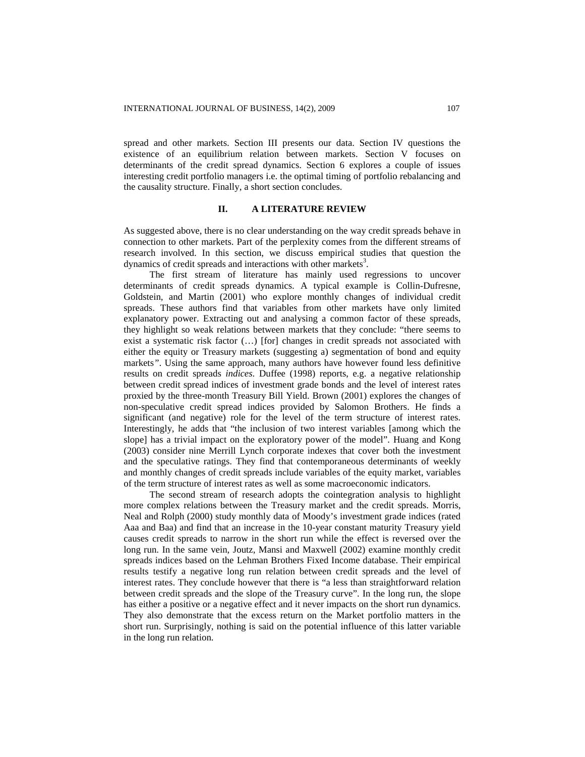spread and other markets. Section III presents our data. Section IV questions the existence of an equilibrium relation between markets. Section V focuses on determinants of the credit spread dynamics. Section 6 explores a couple of issues interesting credit portfolio managers i.e. the optimal timing of portfolio rebalancing and the causality structure. Finally, a short section concludes.

## II. A LITERATURE REVIEW

As suggested above, there is no clear understanding on the way credit spreads behave in connection to other markets. Part of the perplexity comes from the different streams of research involved. In this section, we discuss empirical studies that question the dynamics of credit spreads and interactions with other markets[3].

The first stream of literature has mainly used regressions to uncover determinants of credit spreads dynamics. A typical example is Collin-Dufresne, Goldstein, and Martin (2001) who explore monthly changes of individual credit spreads. These authors find that variables from other markets have only limited explanatory power. Extracting out and analysing a common factor of these spreads, they highlight so weak relations between markets that they conclude: "there seems to exist a systematic risk factor (…) [for] changes in credit spreads not associated with either the equity or Treasury markets (suggesting a) segmentation of bond and equity markets". Using the same approach, many authors have however found less definitive results on credit spreads *indices*. Duffee (1998) reports, e.g. a negative relationship between credit spread indices of investment grade bonds and the level of interest rates proxied by the three-month Treasury Bill Yield. Brown (2001) explores the changes of non-speculative credit spread indices provided by Salomon Brothers. He finds a significant (and negative) role for the level of the term structure of interest rates. Interestingly, he adds that "the inclusion of two interest variables [among which the slope] has a trivial impact on the exploratory power of the model". Huang and Kong (2003) consider nine Merrill Lynch corporate indexes that cover both the investment and the speculative ratings. They find that contemporaneous determinants of weekly and monthly changes of credit spreads include variables of the equity market, variables of the term structure of interest rates as well as some macroeconomic indicators.

The second stream of research adopts the cointegration analysis to highlight more complex relations between the Treasury market and the credit spreads. Morris, Neal and Rolph (2000) study monthly data of Moody's investment grade indices (rated Aaa and Baa) and find that an increase in the 10-year constant maturity Treasury yield causes credit spreads to narrow in the short run while the effect is reversed over the long run. In the same vein, Joutz, Mansi and Maxwell (2002) examine monthly credit spreads indices based on the Lehman Brothers Fixed Income database. Their empirical results testify a negative long run relation between credit spreads and the level of interest rates. They conclude however that there is "a less than straightforward relation between credit spreads and the slope of the Treasury curve". In the long run, the slope has either a positive or a negative effect and it never impacts on the short run dynamics. They also demonstrate that the excess return on the Market portfolio matters in the short run. Surprisingly, nothing is said on the potential influence of this latter variable in the long run relation.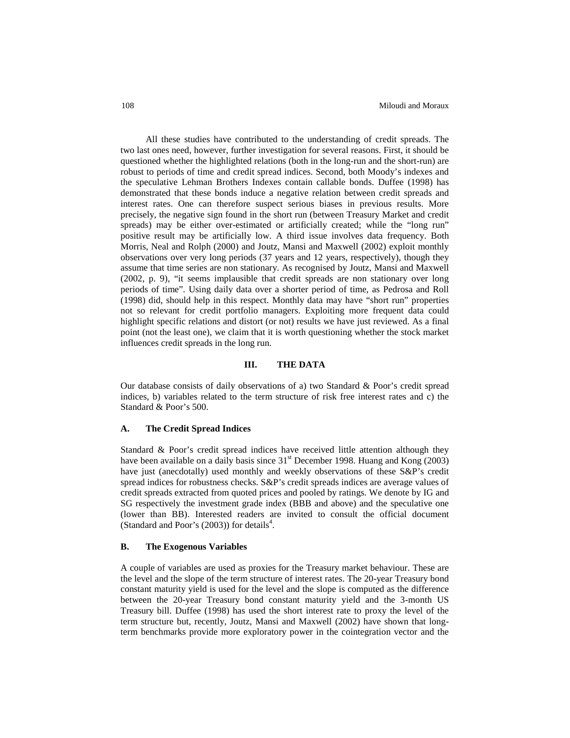All these studies have contributed to the understanding of credit spreads. The two last ones need, however, further investigation for several reasons. First, it should be questioned whether the highlighted relations (both in the long-run and the short-run) are robust to periods of time and credit spread indices. Second, both Moody's indexes and the speculative Lehman Brothers Indexes contain callable bonds. Duffee (1998) has demonstrated that these bonds induce a negative relation between credit spreads and interest rates. One can therefore suspect serious biases in previous results. More precisely, the negative sign found in the short run (between Treasury Market and credit spreads) may be either over-estimated or artificially created; while the "long run" positive result may be artificially low. A third issue involves data frequency. Both Morris, Neal and Rolph (2000) and Joutz, Mansi and Maxwell (2002) exploit monthly observations over very long periods (37 years and 12 years, respectively), though they assume that time series are non stationary. As recognised by Joutz, Mansi and Maxwell (2002, p. 9), "it seems implausible that credit spreads are non stationary over long periods of time". Using daily data over a shorter period of time, as Pedrosa and Roll (1998) did, should help in this respect. Monthly data may have "short run" properties not so relevant for credit portfolio managers. Exploiting more frequent data could highlight specific relations and distort (or not) results we have just reviewed. As a final point (not the least one), we claim that it is worth questioning whether the stock market influences credit spreads in the long run.

## III. THE DATA

Our database consists of daily observations of a) two Standard & Poor's credit spread indices, b) variables related to the term structure of risk free interest rates and c) the Standard & Poor's 500.

### A. The Credit Spread Indices

Standard & Poor's credit spread indices have received little attention although they have been available on a daily basis since 31st December 1998. Huang and Kong (2003) have just (anecdotally) used monthly and weekly observations of these S&P's credit spread indices for robustness checks. S&P's credit spreads indices are average values of credit spreads extracted from quoted prices and pooled by ratings. We denote by IG and SG respectively the investment grade index (BBB and above) and the speculative one (lower than BB). Interested readers are invited to consult the official document (Standard and Poor's (2003)) for details[4].

### B. The Exogenous Variables

A couple of variables are used as proxies for the Treasury market behaviour. These are the level and the slope of the term structure of interest rates. The 20-year Treasury bond constant maturity yield is used for the level and the slope is computed as the difference between the 20-year Treasury bond constant maturity yield and the 3-month US Treasury bill. Duffee (1998) has used the short interest rate to proxy the level of the term structure but, recently, Joutz, Mansi and Maxwell (2002) have shown that long-term benchmarks provide more exploratory power in the cointegration vector and the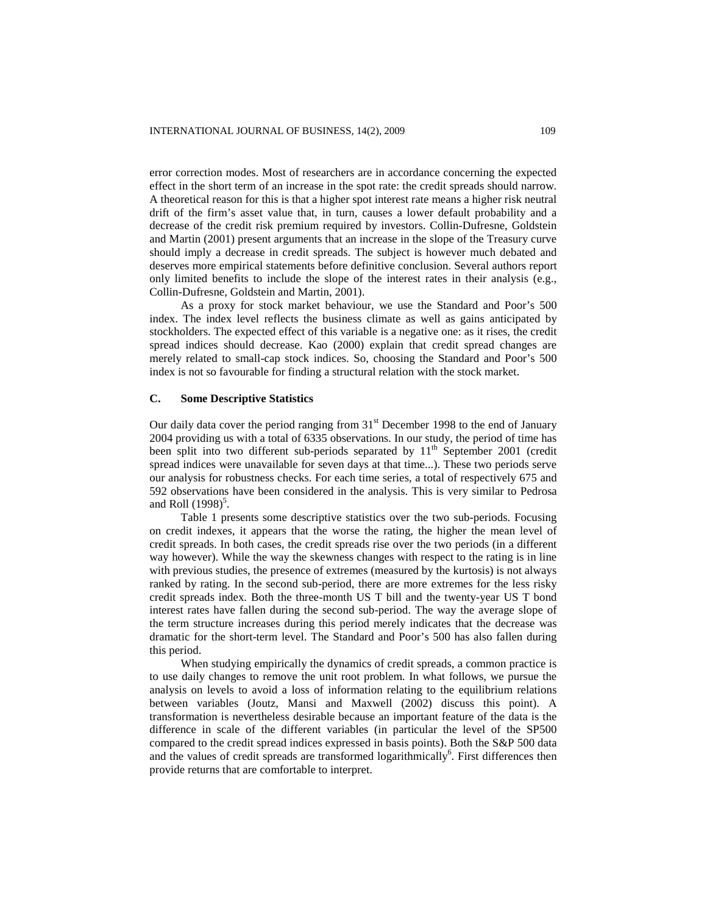error correction modes. Most of researchers are in accordance concerning the expected effect in the short term of an increase in the spot rate: the credit spreads should narrow. A theoretical reason for this is that a higher spot interest rate means a higher risk neutral drift of the firm's asset value that, in turn, causes a lower default probability and a decrease of the credit risk premium required by investors. Collin-Dufresne, Goldstein and Martin (2001) present arguments that an increase in the slope of the Treasury curve should imply a decrease in credit spreads. The subject is however much debated and deserves more empirical statements before definitive conclusion. Several authors report only limited benefits to include the slope of the interest rates in their analysis (e.g., Collin-Dufresne, Goldstein and Martin, 2001).

As a proxy for stock market behaviour, we use the Standard and Poor's 500 index. The index level reflects the business climate as well as gains anticipated by stockholders. The expected effect of this variable is a negative one: as it rises, the credit spread indices should decrease. Kao (2000) explain that credit spread changes are merely related to small-cap stock indices. So, choosing the Standard and Poor's 500 index is not so favourable for finding a structural relation with the stock market.

### C. Some Descriptive Statistics

Our daily data cover the period ranging from 31st December 1998 to the end of January 2004 providing us with a total of 6335 observations. In our study, the period of time has been split into two different sub-periods separated by 11th September 2001 (credit spread indices were unavailable for seven days at that time...). These two periods serve our analysis for robustness checks. For each time series, a total of respectively 675 and 592 observations have been considered in the analysis. This is very similar to Pedrosa and Roll (1998)[5].

Table 1 presents some descriptive statistics over the two sub-periods. Focusing on credit indexes, it appears that the worse the rating, the higher the mean level of credit spreads. In both cases, the credit spreads rise over the two periods (in a different way however). While the way the skewness changes with respect to the rating is in line with previous studies, the presence of extremes (measured by the kurtosis) is not always ranked by rating. In the second sub-period, there are more extremes for the less risky credit spreads index. Both the three-month US T bill and the twenty-year US T bond interest rates have fallen during the second sub-period. The way the average slope of the term structure increases during this period merely indicates that the decrease was dramatic for the short-term level. The Standard and Poor's 500 has also fallen during this period.

When studying empirically the dynamics of credit spreads, a common practice is to use daily changes to remove the unit root problem. In what follows, we pursue the analysis on levels to avoid a loss of information relating to the equilibrium relations between variables (Joutz, Mansi and Maxwell (2002) discuss this point). A transformation is nevertheless desirable because an important feature of the data is the difference in scale of the different variables (in particular the level of the SP500 compared to the credit spread indices expressed in basis points). Both the S&P 500 data and the values of credit spreads are transformed logarithmically[6]. First differences then provide returns that are comfortable to interpret.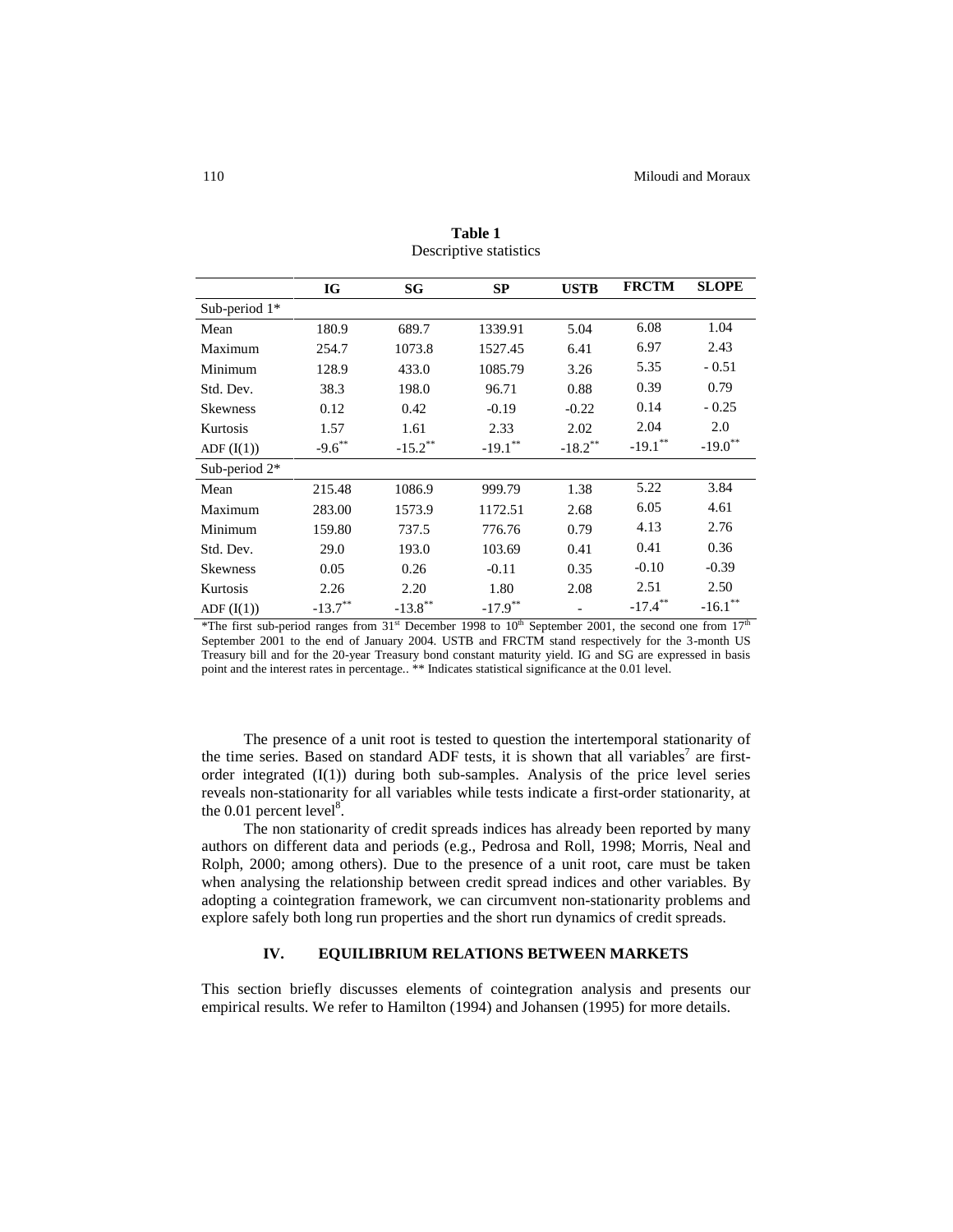**Table 1**
Descriptive statistics

| | IG | SG | SP | USTB | FRCTM | SLOPE |
|---|---|---|---|---|---|---|
| Sub-period 1* | | | | | | |
| Mean | 180.9 | 689.7 | 1339.91 | 5.04 | 6.08 | 1.04 |
| Maximum | 254.7 | 1073.8 | 1527.45 | 6.41 | 6.97 | 2.43 |
| Minimum | 128.9 | 433.0 | 1085.79 | 3.26 | 5.35 | - 0.51 |
| Std. Dev. | 38.3 | 198.0 | 96.71 | 0.88 | 0.39 | 0.79 |
| Skewness | 0.12 | 0.42 | -0.19 | -0.22 | 0.14 | - 0.25 |
| Kurtosis | 1.57 | 1.61 | 2.33 | 2.02 | 2.04 | 2.0 |
| ADF (I(1)) | -9.6** | -15.2** | -19.1** | -18.2** | -19.1** | -19.0** |
| Sub-period 2* | | | | | | |
| Mean | 215.48 | 1086.9 | 999.79 | 1.38 | 5.22 | 3.84 |
| Maximum | 283.00 | 1573.9 | 1172.51 | 2.68 | 6.05 | 4.61 |
| Minimum | 159.80 | 737.5 | 776.76 | 0.79 | 4.13 | 2.76 |
| Std. Dev. | 29.0 | 193.0 | 103.69 | 0.41 | 0.41 | 0.36 |
| Skewness | 0.05 | 0.26 | -0.11 | 0.35 | -0.10 | -0.39 |
| Kurtosis | 2.26 | 2.20 | 1.80 | 2.08 | 2.51 | 2.50 |
| ADF (I(1)) | -13.7** | -13.8** | -17.9** | - | -17.4** | -16.1** |

*The first sub-period ranges from 31st December 1998 to 10th September 2001, the second one from 17th September 2001 to the end of January 2004. USTB and FRCTM stand respectively for the 3-month US Treasury bill and for the 20-year Treasury bond constant maturity yield. IG and SG are expressed in basis point and the interest rates in percentage.. ** Indicates statistical significance at the 0.01 level.

The presence of a unit root is tested to question the intertemporal stationarity of the time series. Based on standard ADF tests, it is shown that all variables[7] are first-order integrated (I(1)) during both sub-samples. Analysis of the price level series reveals non-stationarity for all variables while tests indicate a first-order stationarity, at the 0.01 percent level[8].

The non stationarity of credit spreads indices has already been reported by many authors on different data and periods (e.g., Pedrosa and Roll, 1998; Morris, Neal and Rolph, 2000; among others). Due to the presence of a unit root, care must be taken when analysing the relationship between credit spread indices and other variables. By adopting a cointegration framework, we can circumvent non-stationarity problems and explore safely both long run properties and the short run dynamics of credit spreads.

## IV. EQUILIBRIUM RELATIONS BETWEEN MARKETS

This section briefly discusses elements of cointegration analysis and presents our empirical results. We refer to Hamilton (1994) and Johansen (1995) for more details.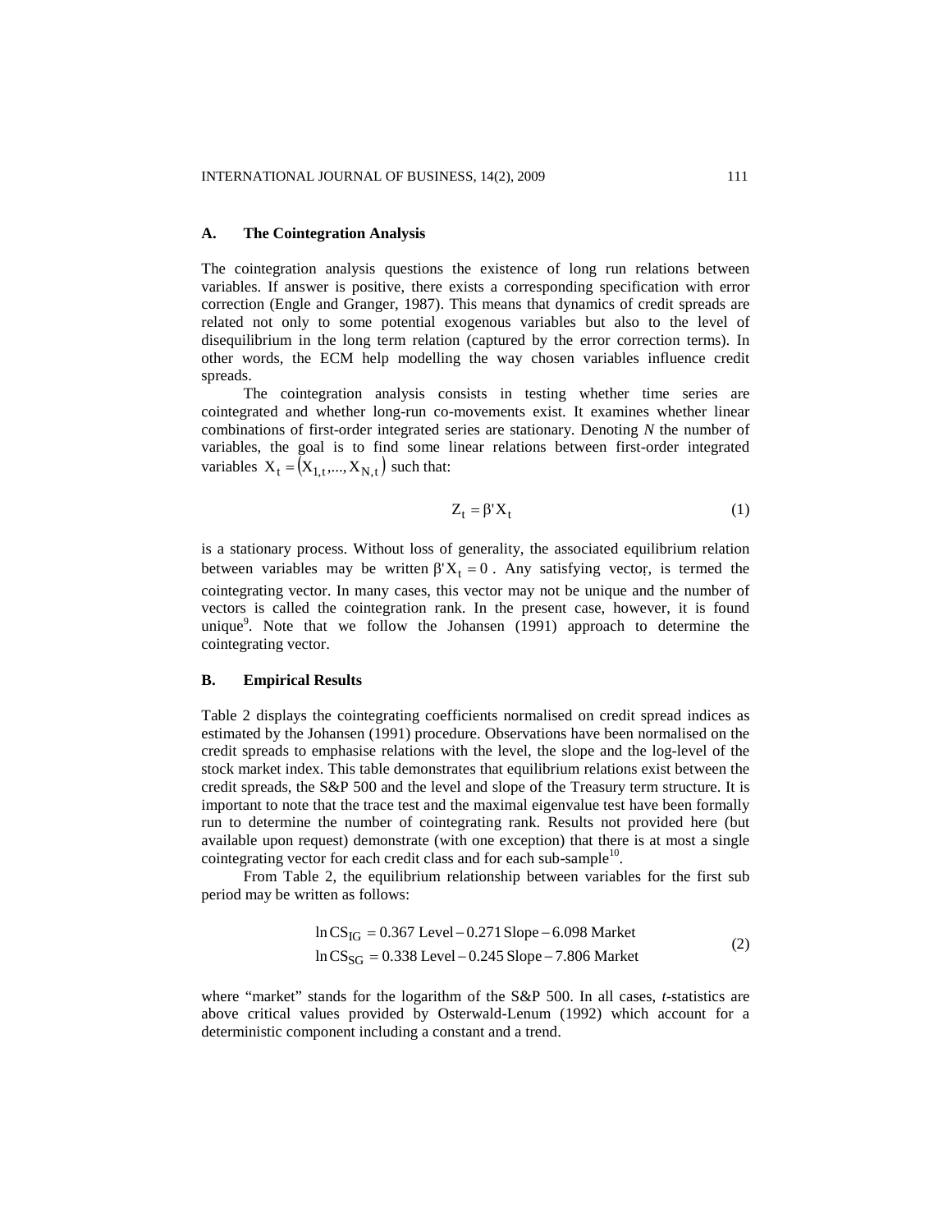### A. The Cointegration Analysis

The cointegration analysis questions the existence of long run relations between variables. If answer is positive, there exists a corresponding specification with error correction (Engle and Granger, 1987). This means that dynamics of credit spreads are related not only to some potential exogenous variables but also to the level of disequilibrium in the long term relation (captured by the error correction terms). In other words, the ECM help modelling the way chosen variables influence credit spreads.

The cointegration analysis consists in testing whether time series are cointegrated and whether long-run co-movements exist. It examines whether linear combinations of first-order integrated series are stationary. Denoting *N* the number of variables, the goal is to find some linear relations between first-order integrated variables $X_t = (X_{1,t},..., X_{N,t})$ such that:

$$Z_t = \beta' X_t \tag{1}$$

is a stationary process. Without loss of generality, the associated equilibrium relation between variables may be written $\beta' X_t = 0$ . Any satisfying vector, is termed the cointegrating vector. In many cases, this vector may not be unique and the number of vectors is called the cointegration rank. In the present case, however, it is found unique[9]. Note that we follow the Johansen (1991) approach to determine the cointegrating vector.

### B. Empirical Results

Table 2 displays the cointegrating coefficients normalised on credit spread indices as estimated by the Johansen (1991) procedure. Observations have been normalised on the credit spreads to emphasise relations with the level, the slope and the log-level of the stock market index. This table demonstrates that equilibrium relations exist between the credit spreads, the S&P 500 and the level and slope of the Treasury term structure. It is important to note that the trace test and the maximal eigenvalue test have been formally run to determine the number of cointegrating rank. Results not provided here (but available upon request) demonstrate (with one exception) that there is at most a single cointegrating vector for each credit class and for each sub-sample[10].

From Table 2, the equilibrium relationship between variables for the first sub period may be written as follows:

$$\begin{aligned} \ln CS_{IG} &= 0.367 \text{ Level} - 0.271 \text{ Slope} - 6.098 \text{ Market} \\ \ln CS_{SG} &= 0.338 \text{ Level} - 0.245 \text{ Slope} - 7.806 \text{ Market} \end{aligned} \tag{2}$$

where “market” stands for the logarithm of the S&P 500. In all cases, *t*-statistics are above critical values provided by Osterwald-Lenum (1992) which account for a deterministic component including a constant and a trend.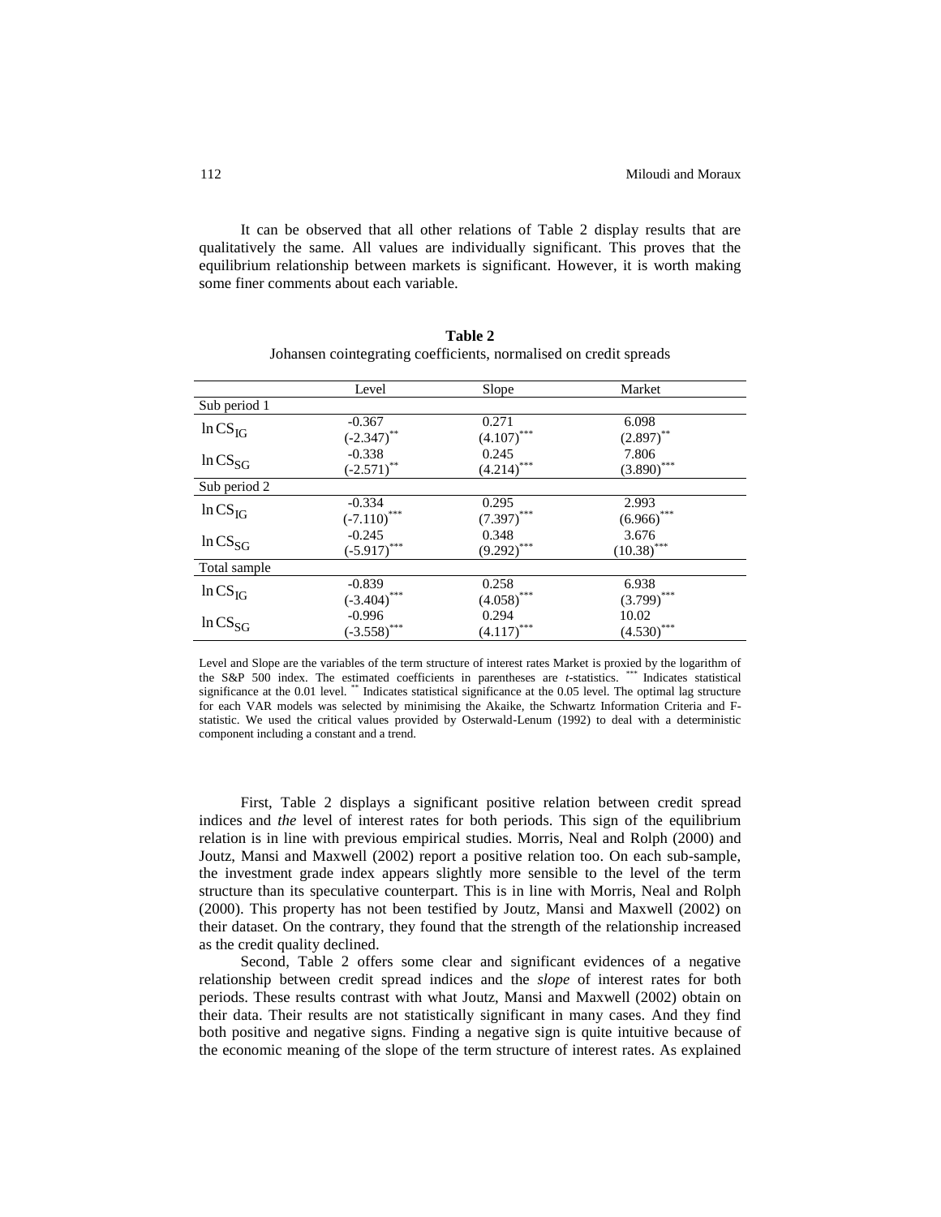It can be observed that all other relations of Table 2 display results that are qualitatively the same. All values are individually significant. This proves that the equilibrium relationship between markets is significant. However, it is worth making some finer comments about each variable.

**Table 2**

Johansen cointegrating coefficients, normalised on credit spreads

| | Level | Slope | Market |
|---|---|---|---|
| Sub period 1 | | | |
| $\ln CS_{IG}$ | -0.367 $(-2.347)^{**}$ | 0.271 $(4.107)^{***}$ | 6.098 $(2.897)^{**}$ |
| $\ln CS_{SG}$ | -0.338 $(-2.571)^{**}$ | 0.245 $(4.214)^{***}$ | 7.806 $(3.890)^{***}$ |
| Sub period 2 | | | |
| $\ln CS_{IG}$ | -0.334 $(-7.110)^{***}$ | 0.295 $(7.397)^{***}$ | 2.993 $(6.966)^{***}$ |
| $\ln CS_{SG}$ | -0.245 $(-5.917)^{***}$ | 0.348 $(9.292)^{***}$ | 3.676 $(10.38)^{***}$ |
| Total sample | | | |
| $\ln CS_{IG}$ | -0.839 $(-3.404)^{***}$ | 0.258 $(4.058)^{***}$ | 6.938 $(3.799)^{***}$ |
| $\ln CS_{SG}$ | -0.996 $(-3.558)^{***}$ | 0.294 $(4.117)^{***}$ | 10.02 $(4.530)^{***}$ |

Level and Slope are the variables of the term structure of interest rates Market is proxied by the logarithm of the S&P 500 index. The estimated coefficients in parentheses are *t*-statistics. *** Indicates statistical significance at the 0.01 level. ** Indicates statistical significance at the 0.05 level. The optimal lag structure for each VAR models was selected by minimising the Akaike, the Schwartz Information Criteria and F-statistic. We used the critical values provided by Osterwald-Lenum (1992) to deal with a deterministic component including a constant and a trend.

First, Table 2 displays a significant positive relation between credit spread indices and *the* level of interest rates for both periods. This sign of the equilibrium relation is in line with previous empirical studies. Morris, Neal and Rolph (2000) and Joutz, Mansi and Maxwell (2002) report a positive relation too. On each sub-sample, the investment grade index appears slightly more sensible to the level of the term structure than its speculative counterpart. This is in line with Morris, Neal and Rolph (2000). This property has not been testified by Joutz, Mansi and Maxwell (2002) on their dataset. On the contrary, they found that the strength of the relationship increased as the credit quality declined.

Second, Table 2 offers some clear and significant evidences of a negative relationship between credit spread indices and the *slope* of interest rates for both periods. These results contrast with what Joutz, Mansi and Maxwell (2002) obtain on their data. Their results are not statistically significant in many cases. And they find both positive and negative signs. Finding a negative sign is quite intuitive because of the economic meaning of the slope of the term structure of interest rates. As explained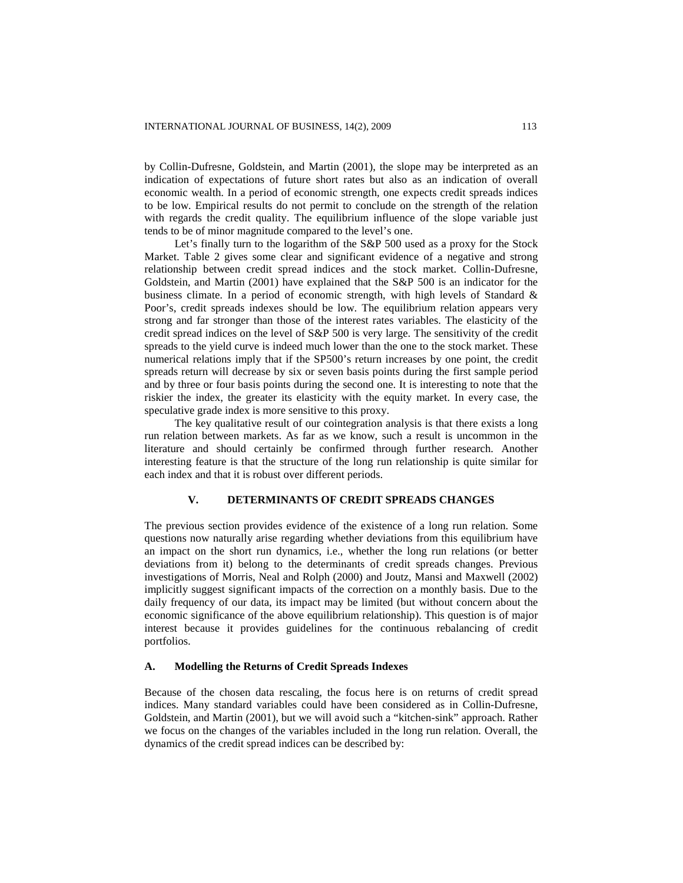by Collin-Dufresne, Goldstein, and Martin (2001), the slope may be interpreted as an indication of expectations of future short rates but also as an indication of overall economic wealth. In a period of economic strength, one expects credit spreads indices to be low. Empirical results do not permit to conclude on the strength of the relation with regards the credit quality. The equilibrium influence of the slope variable just tends to be of minor magnitude compared to the level's one.

Let's finally turn to the logarithm of the S&P 500 used as a proxy for the Stock Market. Table 2 gives some clear and significant evidence of a negative and strong relationship between credit spread indices and the stock market. Collin-Dufresne, Goldstein, and Martin (2001) have explained that the S&P 500 is an indicator for the business climate. In a period of economic strength, with high levels of Standard & Poor's, credit spreads indexes should be low. The equilibrium relation appears very strong and far stronger than those of the interest rates variables. The elasticity of the credit spread indices on the level of S&P 500 is very large. The sensitivity of the credit spreads to the yield curve is indeed much lower than the one to the stock market. These numerical relations imply that if the SP500's return increases by one point, the credit spreads return will decrease by six or seven basis points during the first sample period and by three or four basis points during the second one. It is interesting to note that the riskier the index, the greater its elasticity with the equity market. In every case, the speculative grade index is more sensitive to this proxy.

The key qualitative result of our cointegration analysis is that there exists a long run relation between markets. As far as we know, such a result is uncommon in the literature and should certainly be confirmed through further research. Another interesting feature is that the structure of the long run relationship is quite similar for each index and that it is robust over different periods.

## V. DETERMINANTS OF CREDIT SPREADS CHANGES

The previous section provides evidence of the existence of a long run relation. Some questions now naturally arise regarding whether deviations from this equilibrium have an impact on the short run dynamics, i.e., whether the long run relations (or better deviations from it) belong to the determinants of credit spreads changes. Previous investigations of Morris, Neal and Rolph (2000) and Joutz, Mansi and Maxwell (2002) implicitly suggest significant impacts of the correction on a monthly basis. Due to the daily frequency of our data, its impact may be limited (but without concern about the economic significance of the above equilibrium relationship). This question is of major interest because it provides guidelines for the continuous rebalancing of credit portfolios.

### A. Modelling the Returns of Credit Spreads Indexes

Because of the chosen data rescaling, the focus here is on returns of credit spread indices. Many standard variables could have been considered as in Collin-Dufresne, Goldstein, and Martin (2001), but we will avoid such a "kitchen-sink" approach. Rather we focus on the changes of the variables included in the long run relation. Overall, the dynamics of the credit spread indices can be described by: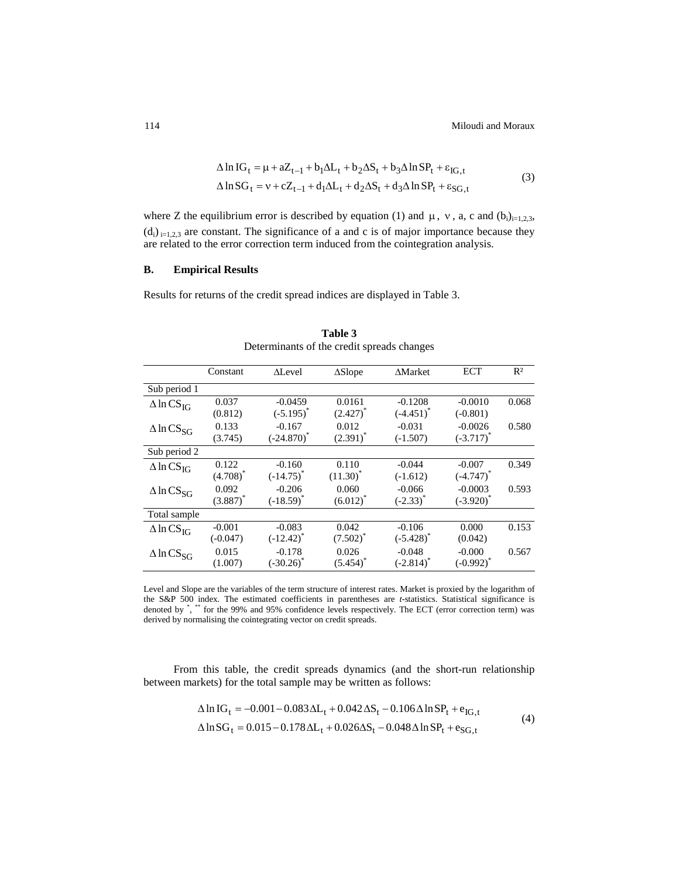$$\Delta \ln IG_t = \mu + aZ_{t-1} + b_1 \Delta L_t + b_2 \Delta S_t + b_3 \Delta \ln SP_t + \varepsilon_{IG,t}$$
$$\Delta \ln SG_t = \nu + cZ_{t-1} + d_1 \Delta L_t + d_2 \Delta S_t + d_3 \Delta \ln SP_t + \varepsilon_{SG,t} \tag{3}$$

where Z the equilibrium error is described by equation (1) and $\mu$, $\nu$, a, c and $(b_i)_{i=1,2,3}$, $(d_i)_{i=1,2,3}$ are constant. The significance of a and c is of major importance because they are related to the error correction term induced from the cointegration analysis.

### B. Empirical Results

Results for returns of the credit spread indices are displayed in Table 3.

**Table 3**
Determinants of the credit spreads changes

| | Constant | ΔLevel | ΔSlope | ΔMarket | ECT | R² |
|---|---|---|---|---|---|---|
| Sub period 1 | | | | | | |
| $\Delta \ln CS_{IG}$ | 0.037 (0.812) | -0.0459 (-5.195)* | 0.0161 (2.427)* | -0.1208 (-4.451)* | -0.0010 (-0.801) | 0.068 |
| $\Delta \ln CS_{SG}$ | 0.133 (3.745) | -0.167 (-24.870)* | 0.012 (2.391)* | -0.031 (-1.507) | -0.0026 (-3.717)* | 0.580 |
| Sub period 2 | | | | | | |
| $\Delta \ln CS_{IG}$ | 0.122 (4.708)* | -0.160 (-14.75)* | 0.110 (11.30)* | -0.044 (-1.612) | -0.007 (-4.747)* | 0.349 |
| $\Delta \ln CS_{SG}$ | 0.092 (3.887)* | -0.206 (-18.59)* | 0.060 (6.012)* | -0.066 (-2.33)* | -0.0003 (-3.920)* | 0.593 |
| Total sample | | | | | | |
| $\Delta \ln CS_{IG}$ | -0.001 (-0.047) | -0.083 (-12.42)* | 0.042 (7.502)* | -0.106 (-5.428)* | 0.000 (0.042) | 0.153 |
| $\Delta \ln CS_{SG}$ | 0.015 (1.007) | -0.178 (-30.26)* | 0.026 (5.454)* | -0.048 (-2.814)* | -0.000 (-0.992)* | 0.567 |

Level and Slope are the variables of the term structure of interest rates. Market is proxied by the logarithm of the S&P 500 index. The estimated coefficients in parentheses are *t*-statistics. Statistical significance is denoted by *, ** for the 99% and 95% confidence levels respectively. The ECT (error correction term) was derived by normalising the cointegrating vector on credit spreads.

From this table, the credit spreads dynamics (and the short-run relationship between markets) for the total sample may be written as follows:

$$\Delta \ln IG_t = -0.001 - 0.083 \Delta L_t + 0.042 \Delta S_t - 0.106 \Delta \ln SP_t + e_{IG,t}$$
$$\Delta \ln SG_t = 0.015 - 0.178 \Delta L_t + 0.026 \Delta S_t - 0.048 \Delta \ln SP_t + e_{SG,t} \tag{4}$$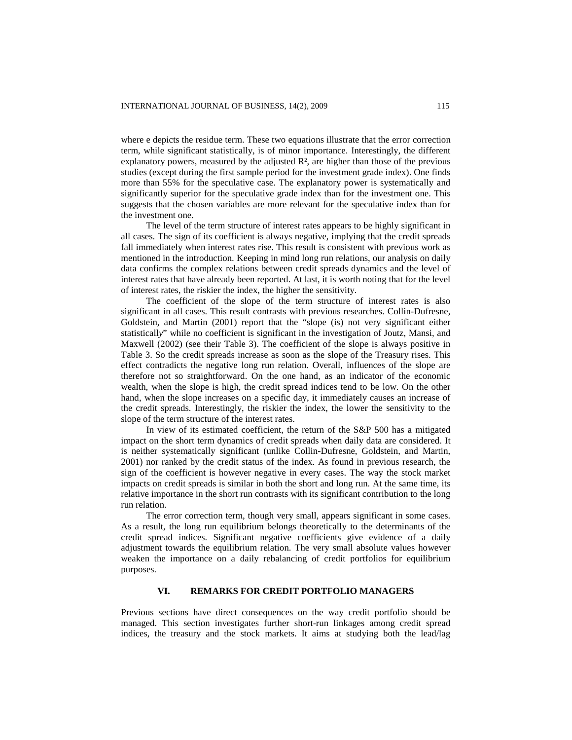where e depicts the residue term. These two equations illustrate that the error correction term, while significant statistically, is of minor importance. Interestingly, the different explanatory powers, measured by the adjusted $R^2$, are higher than those of the previous studies (except during the first sample period for the investment grade index). One finds more than 55% for the speculative case. The explanatory power is systematically and significantly superior for the speculative grade index than for the investment one. This suggests that the chosen variables are more relevant for the speculative index than for the investment one.

The level of the term structure of interest rates appears to be highly significant in all cases. The sign of its coefficient is always negative, implying that the credit spreads fall immediately when interest rates rise. This result is consistent with previous work as mentioned in the introduction. Keeping in mind long run relations, our analysis on daily data confirms the complex relations between credit spreads dynamics and the level of interest rates that have already been reported. At last, it is worth noting that for the level of interest rates, the riskier the index, the higher the sensitivity.

The coefficient of the slope of the term structure of interest rates is also significant in all cases. This result contrasts with previous researches. Collin-Dufresne, Goldstein, and Martin (2001) report that the "slope (is) not very significant either statistically" while no coefficient is significant in the investigation of Joutz, Mansi, and Maxwell (2002) (see their Table 3). The coefficient of the slope is always positive in Table 3. So the credit spreads increase as soon as the slope of the Treasury rises. This effect contradicts the negative long run relation. Overall, influences of the slope are therefore not so straightforward. On the one hand, as an indicator of the economic wealth, when the slope is high, the credit spread indices tend to be low. On the other hand, when the slope increases on a specific day, it immediately causes an increase of the credit spreads. Interestingly, the riskier the index, the lower the sensitivity to the slope of the term structure of the interest rates.

In view of its estimated coefficient, the return of the S&P 500 has a mitigated impact on the short term dynamics of credit spreads when daily data are considered. It is neither systematically significant (unlike Collin-Dufresne, Goldstein, and Martin, 2001) nor ranked by the credit status of the index. As found in previous research, the sign of the coefficient is however negative in every cases. The way the stock market impacts on credit spreads is similar in both the short and long run. At the same time, its relative importance in the short run contrasts with its significant contribution to the long run relation.

The error correction term, though very small, appears significant in some cases. As a result, the long run equilibrium belongs theoretically to the determinants of the credit spread indices. Significant negative coefficients give evidence of a daily adjustment towards the equilibrium relation. The very small absolute values however weaken the importance on a daily rebalancing of credit portfolios for equilibrium purposes.

## VI. REMARKS FOR CREDIT PORTFOLIO MANAGERS

Previous sections have direct consequences on the way credit portfolio should be managed. This section investigates further short-run linkages among credit spread indices, the treasury and the stock markets. It aims at studying both the lead/lag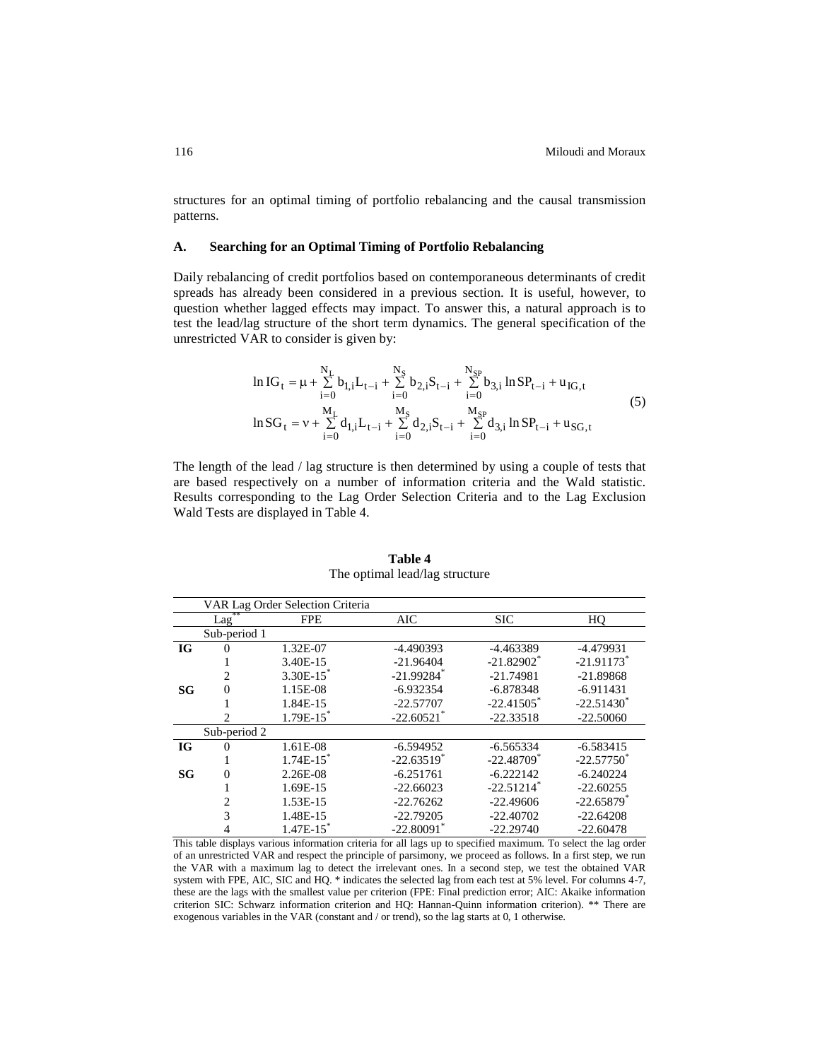structures for an optimal timing of portfolio rebalancing and the causal transmission patterns.

### A. Searching for an Optimal Timing of Portfolio Rebalancing

Daily rebalancing of credit portfolios based on contemporaneous determinants of credit spreads has already been considered in a previous section. It is useful, however, to question whether lagged effects may impact. To answer this, a natural approach is to test the lead/lag structure of the short term dynamics. The general specification of the unrestricted VAR to consider is given by:

$$
\begin{aligned}
\ln IG_t &= \mu + \sum_{i=0}^{N_L} b_{1,i} L_{t-i} + \sum_{i=0}^{N_S} b_{2,i} S_{t-i} + \sum_{i=0}^{N_{SP}} b_{3,i} \ln SP_{t-i} + u_{IG,t} \\
\ln SG_t &= \nu + \sum_{i=0}^{M_L} d_{1,i} L_{t-i} + \sum_{i=0}^{M_S} d_{2,i} S_{t-i} + \sum_{i=0}^{M_{SP}} d_{3,i} \ln SP_{t-i} + u_{SG,t}
\end{aligned} \tag{5}
$$

The length of the lead / lag structure is then determined by using a couple of tests that are based respectively on a number of information criteria and the Wald statistic. Results corresponding to the Lag Order Selection Criteria and to the Lag Exclusion Wald Tests are displayed in Table 4.

**Table 4**
The optimal lead/lag structure

| | VAR Lag Order Selection Criteria | | | | |
|---|---|---|---|---|---|
| | Lag** | FPE | AIC | SIC | HQ |
| | Sub-period 1 | | | | |
| **IG** | 0 | 1.32E-07 | -4.490393 | -4.463389 | -4.479931 |
| | 1 | 3.40E-15 | -21.96404 | -21.82902* | -21.91173* |
| | 2 | 3.30E-15* | -21.99284* | -21.74981 | -21.89868 |
| **SG** | 0 | 1.15E-08 | -6.932354 | -6.878348 | -6.911431 |
| | 1 | 1.84E-15 | -22.57707 | -22.41505* | -22.51430* |
| | 2 | 1.79E-15* | -22.60521* | -22.33518 | -22.50060 |
| | Sub-period 2 | | | | |
| **IG** | 0 | 1.61E-08 | -6.594952 | -6.565334 | -6.583415 |
| | 1 | 1.74E-15* | -22.63519* | -22.48709* | -22.57750* |
| **SG** | 0 | 2.26E-08 | -6.251761 | -6.222142 | -6.240224 |
| | 1 | 1.69E-15 | -22.66023 | -22.51214* | -22.60255 |
| | 2 | 1.53E-15 | -22.76262 | -22.49606 | -22.65879* |
| | 3 | 1.48E-15 | -22.79205 | -22.40702 | -22.64208 |
| | 4 | 1.47E-15* | -22.80091* | -22.29740 | -22.60478 |

This table displays various information criteria for all lags up to specified maximum. To select the lag order of an unrestricted VAR and respect the principle of parsimony, we proceed as follows. In a first step, we run the VAR with a maximum lag to detect the irrelevant ones. In a second step, we test the obtained VAR system with FPE, AIC, SIC and HQ. * indicates the selected lag from each test at 5% level. For columns 4-7, these are the lags with the smallest value per criterion (FPE: Final prediction error; AIC: Akaike information criterion SIC: Schwarz information criterion and HQ: Hannan-Quinn information criterion). ** There are exogenous variables in the VAR (constant and / or trend), so the lag starts at 0, 1 otherwise.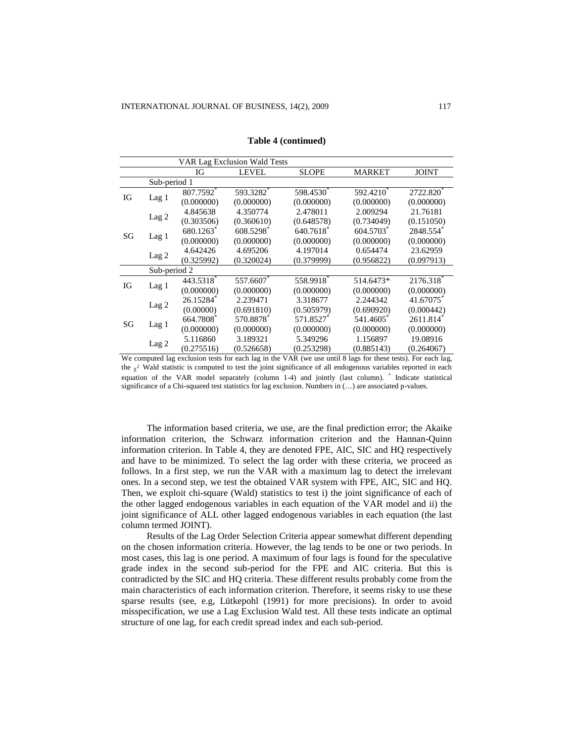**Table 4 (continued)**

| VAR Lag Exclusion Wald Tests | | | | | | | |
|---|---|---|---|---|---|---|---|
| | | IG | LEVEL | SLOPE | MARKET | JOINT |
| | Sub-period 1 | | | | | |
| IG | Lag 1 | 807.7592* | 593.3282* | 598.4530* | 592.4210* | 2722.820* |
| | | (0.000000) | (0.000000) | (0.000000) | (0.000000) | (0.000000) |
| | Lag 2 | 4.845638 | 4.350774 | 2.478011 | 2.009294 | 21.76181 |
| | | (0.303506) | (0.360610) | (0.648578) | (0.734049) | (0.151050) |
| SG | Lag 1 | 680.1263* | 608.5298* | 640.7618* | 604.5703* | 2848.554* |
| | | (0.000000) | (0.000000) | (0.000000) | (0.000000) | (0.000000) |
| | Lag 2 | 4.642426 | 4.695206 | 4.197014 | 0.654474 | 23.62959 |
| | | (0.325992) | (0.320024) | (0.379999) | (0.956822) | (0.097913) |
| | Sub-period 2 | | | | | |
| IG | Lag 1 | 443.5318* | 557.6607* | 558.9918* | 514.6473* | 2176.318* |
| | | (0.000000) | (0.000000) | (0.000000) | (0.000000) | (0.000000) |
| | Lag 2 | 26.15284* | 2.239471 | 3.318677 | 2.244342 | 41.67075* |
| | | (0.00000) | (0.691810) | (0.505979) | (0.690920) | (0.000442) |
| SG | Lag 1 | 664.7808* | 570.8878* | 571.8527* | 541.4605* | 2611.814* |
| | | (0.000000) | (0.000000) | (0.000000) | (0.000000) | (0.000000) |
| | Lag 2 | 5.116860 | 3.189321 | 5.349296 | 1.156897 | 19.08916 |
| | | (0.275516) | (0.526658) | (0.253298) | (0.885143) | (0.264067) |

We computed lag exclusion tests for each lag in the VAR (we use until 8 lags for these tests). For each lag, the $\chi^2$ Wald statistic is computed to test the joint significance of all endogenous variables reported in each equation of the VAR model separately (column 1-4) and jointly (last column). * Indicate statistical significance of a Chi-squared test statistics for lag exclusion. Numbers in (…) are associated p-values.

The information based criteria, we use, are the final prediction error; the Akaike information criterion, the Schwarz information criterion and the Hannan-Quinn information criterion. In Table 4, they are denoted FPE, AIC, SIC and HQ respectively and have to be minimized. To select the lag order with these criteria, we proceed as follows. In a first step, we run the VAR with a maximum lag to detect the irrelevant ones. In a second step, we test the obtained VAR system with FPE, AIC, SIC and HQ. Then, we exploit chi-square (Wald) statistics to test i) the joint significance of each of the other lagged endogenous variables in each equation of the VAR model and ii) the joint significance of ALL other lagged endogenous variables in each equation (the last column termed JOINT).

Results of the Lag Order Selection Criteria appear somewhat different depending on the chosen information criteria. However, the lag tends to be one or two periods. In most cases, this lag is one period. A maximum of four lags is found for the speculative grade index in the second sub-period for the FPE and AIC criteria. But this is contradicted by the SIC and HQ criteria. These different results probably come from the main characteristics of each information criterion. Therefore, it seems risky to use these sparse results (see, e.g, Lütkepohl (1991) for more precisions). In order to avoid misspecification, we use a Lag Exclusion Wald test. All these tests indicate an optimal structure of one lag, for each credit spread index and each sub-period.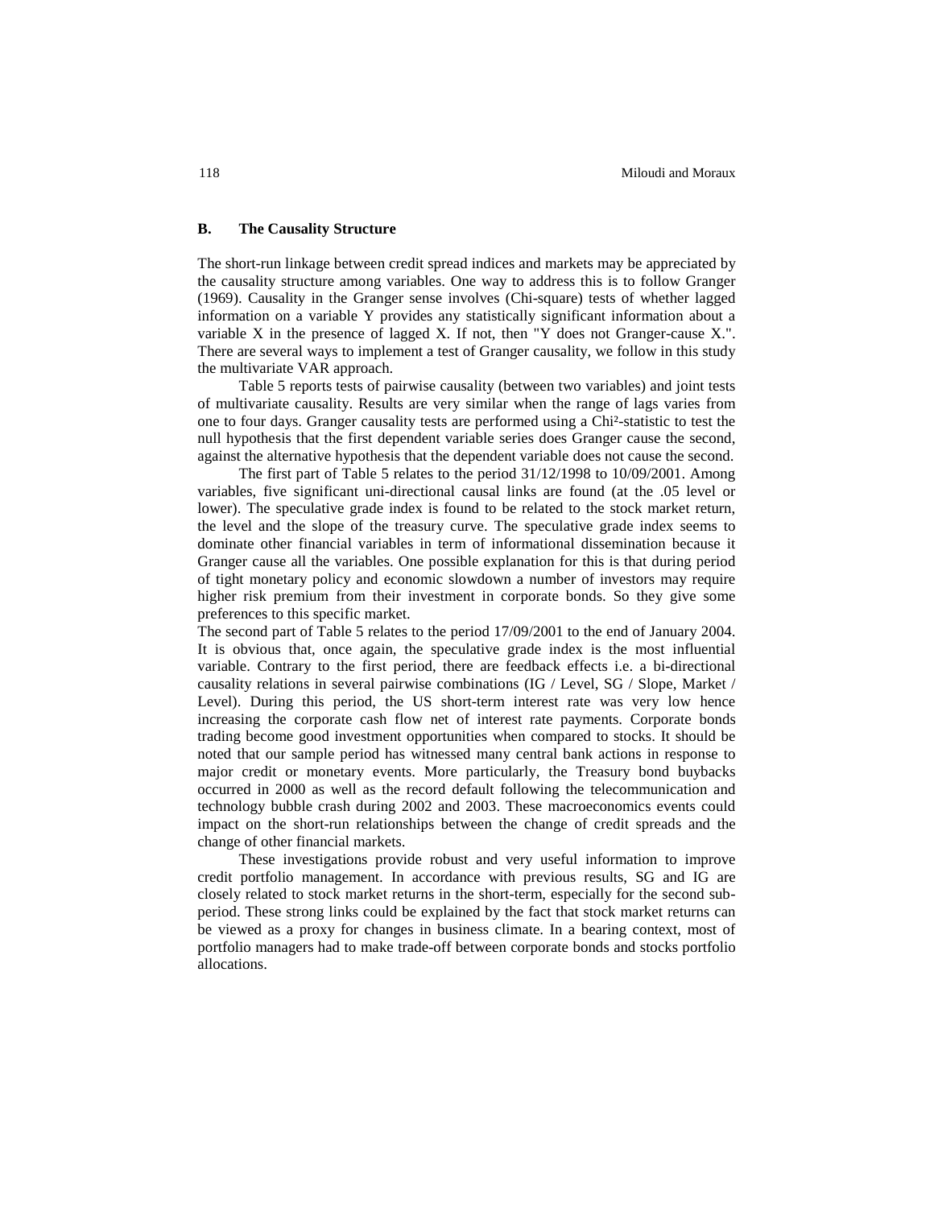### B. The Causality Structure

The short-run linkage between credit spread indices and markets may be appreciated by the causality structure among variables. One way to address this is to follow Granger (1969). Causality in the Granger sense involves (Chi-square) tests of whether lagged information on a variable Y provides any statistically significant information about a variable X in the presence of lagged X. If not, then "Y does not Granger-cause X.". There are several ways to implement a test of Granger causality, we follow in this study the multivariate VAR approach.

Table 5 reports tests of pairwise causality (between two variables) and joint tests of multivariate causality. Results are very similar when the range of lags varies from one to four days. Granger causality tests are performed using a Chi²-statistic to test the null hypothesis that the first dependent variable series does Granger cause the second, against the alternative hypothesis that the dependent variable does not cause the second.

The first part of Table 5 relates to the period 31/12/1998 to 10/09/2001. Among variables, five significant uni-directional causal links are found (at the .05 level or lower). The speculative grade index is found to be related to the stock market return, the level and the slope of the treasury curve. The speculative grade index seems to dominate other financial variables in term of informational dissemination because it Granger cause all the variables. One possible explanation for this is that during period of tight monetary policy and economic slowdown a number of investors may require higher risk premium from their investment in corporate bonds. So they give some preferences to this specific market.

The second part of Table 5 relates to the period 17/09/2001 to the end of January 2004. It is obvious that, once again, the speculative grade index is the most influential variable. Contrary to the first period, there are feedback effects i.e. a bi-directional causality relations in several pairwise combinations (IG / Level, SG / Slope, Market / Level). During this period, the US short-term interest rate was very low hence increasing the corporate cash flow net of interest rate payments. Corporate bonds trading become good investment opportunities when compared to stocks. It should be noted that our sample period has witnessed many central bank actions in response to major credit or monetary events. More particularly, the Treasury bond buybacks occurred in 2000 as well as the record default following the telecommunication and technology bubble crash during 2002 and 2003. These macroeconomics events could impact on the short-run relationships between the change of credit spreads and the change of other financial markets.

These investigations provide robust and very useful information to improve credit portfolio management. In accordance with previous results, SG and IG are closely related to stock market returns in the short-term, especially for the second sub-period. These strong links could be explained by the fact that stock market returns can be viewed as a proxy for changes in business climate. In a bearing context, most of portfolio managers had to make trade-off between corporate bonds and stocks portfolio allocations.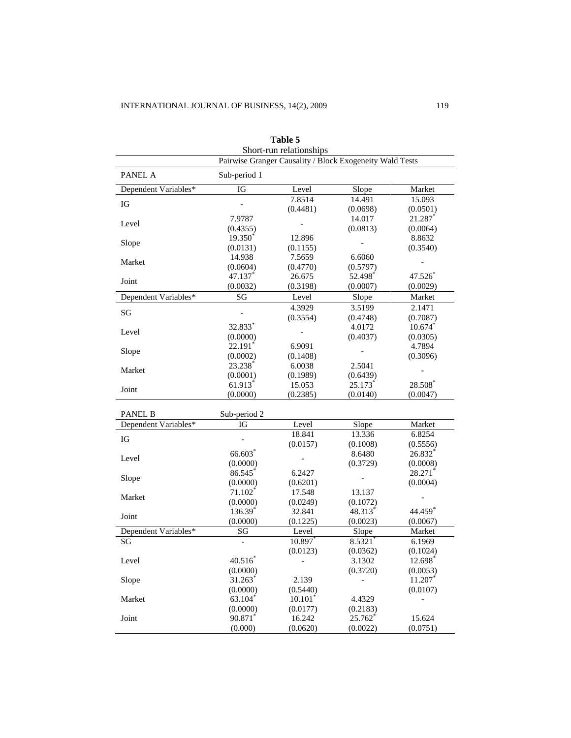**Table 5**
Short-run relationships

Pairwise Granger Causality / Block Exogeneity Wald Tests

| PANEL A | Sub-period 1 | | | |
|---|---|---|---|---|
| Dependent Variables* | IG | Level | Slope | Market |
| IG | - | 7.8514 (0.4481) | 14.491 (0.0698) | 15.093 (0.0501) |
| Level | 7.9787 (0.4355) | - | 14.017 (0.0813) | 21.287* (0.0064) |
| Slope | 19.350* (0.0131) | 12.896 (0.1155) | - | 8.8632 (0.3540) |
| Market | 14.938 (0.0604) | 7.5659 (0.4770) | 6.6060 (0.5797) | - |
| Joint | 47.137* (0.0032) | 26.675 (0.3198) | 52.498* (0.0007) | 47.526* (0.0029) |
| Dependent Variables* | SG | Level | Slope | Market |
| SG | - | 4.3929 (0.3554) | 3.5199 (0.4748) | 2.1471 (0.7087) |
| Level | 32.833* (0.0000) | - | 4.0172 (0.4037) | 10.674* (0.0305) |
| Slope | 22.191* (0.0002) | 6.9091 (0.1408) | - | 4.7894 (0.3096) |
| Market | 23.238* (0.0001) | 6.0038 (0.1989) | 2.5041 (0.6439) | - |
| Joint | 61.913* (0.0000) | 15.053 (0.2385) | 25.173* (0.0140) | 28.508* (0.0047) |

| PANEL B | Sub-period 2 | | | |
|---|---|---|---|---|
| Dependent Variables* | IG | Level | Slope | Market |
| IG | - | 18.841 (0.0157) | 13.336 (0.1008) | 6.8254 (0.5556) |
| Level | 66.603* (0.0000) | - | 8.6480 (0.3729) | 26.832* (0.0008) |
| Slope | 86.545* (0.0000) | 6.2427 (0.6201) | - | 28.271* (0.0004) |
| Market | 71.102* (0.0000) | 17.548 (0.0249) | 13.137 (0.1072) | - |
| Joint | 136.39* (0.0000) | 32.841 (0.1225) | 48.313* (0.0023) | 44.459* (0.0067) |
| Dependent Variables* | SG | Level | Slope | Market |
| SG | - | 10.897* (0.0123) | 8.5321* (0.0362) | 6.1969 (0.1024) |
| Level | 40.516* (0.0000) | - | 3.1302 (0.3720) | 12.698* (0.0053) |
| Slope | 31.263* (0.0000) | 2.139 (0.5440) | - | 11.207* (0.0107) |
| Market | 63.104* (0.0000) | 10.101* (0.0177) | 4.4329 (0.2183) | - |
| Joint | 90.871* (0.000) | 16.242 (0.0620) | 25.762* (0.0022) | 15.624 (0.0751) |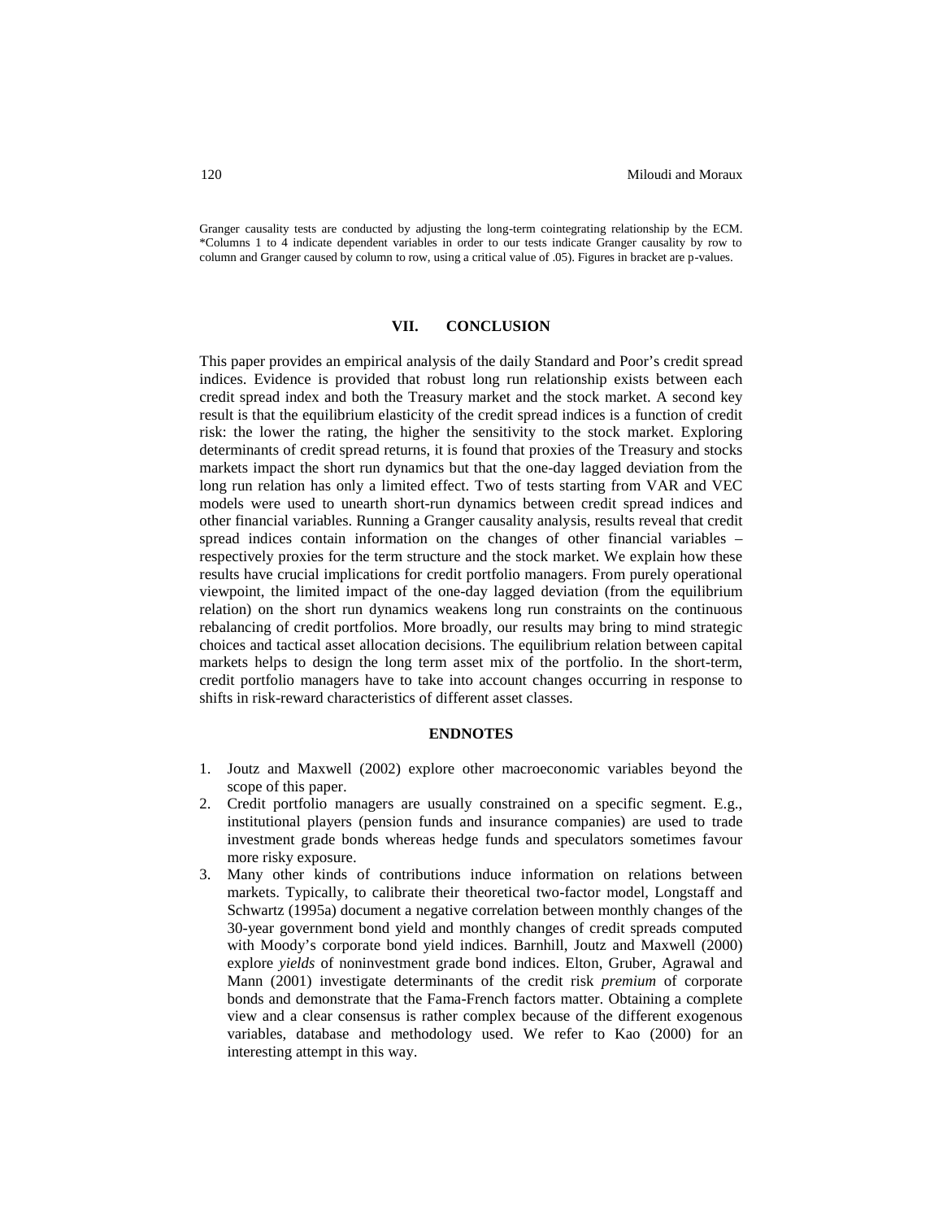Granger causality tests are conducted by adjusting the long-term cointegrating relationship by the ECM. *Columns 1 to 4 indicate dependent variables in order to our tests indicate Granger causality by row to column and Granger caused by column to row, using a critical value of .05). Figures in bracket are p-values.

## VII. CONCLUSION

This paper provides an empirical analysis of the daily Standard and Poor's credit spread indices. Evidence is provided that robust long run relationship exists between each credit spread index and both the Treasury market and the stock market. A second key result is that the equilibrium elasticity of the credit spread indices is a function of credit risk: the lower the rating, the higher the sensitivity to the stock market. Exploring determinants of credit spread returns, it is found that proxies of the Treasury and stocks markets impact the short run dynamics but that the one-day lagged deviation from the long run relation has only a limited effect. Two of tests starting from VAR and VEC models were used to unearth short-run dynamics between credit spread indices and other financial variables. Running a Granger causality analysis, results reveal that credit spread indices contain information on the changes of other financial variables – respectively proxies for the term structure and the stock market. We explain how these results have crucial implications for credit portfolio managers. From purely operational viewpoint, the limited impact of the one-day lagged deviation (from the equilibrium relation) on the short run dynamics weakens long run constraints on the continuous rebalancing of credit portfolios. More broadly, our results may bring to mind strategic choices and tactical asset allocation decisions. The equilibrium relation between capital markets helps to design the long term asset mix of the portfolio. In the short-term, credit portfolio managers have to take into account changes occurring in response to shifts in risk-reward characteristics of different asset classes.

## ENDNOTES

1. Joutz and Maxwell (2002) explore other macroeconomic variables beyond the scope of this paper.
2. Credit portfolio managers are usually constrained on a specific segment. E.g., institutional players (pension funds and insurance companies) are used to trade investment grade bonds whereas hedge funds and speculators sometimes favour more risky exposure.
3. Many other kinds of contributions induce information on relations between markets. Typically, to calibrate their theoretical two-factor model, Longstaff and Schwartz (1995a) document a negative correlation between monthly changes of the 30-year government bond yield and monthly changes of credit spreads computed with Moody's corporate bond yield indices. Barnhill, Joutz and Maxwell (2000) explore *yields* of noninvestment grade bond indices. Elton, Gruber, Agrawal and Mann (2001) investigate determinants of the credit risk *premium* of corporate bonds and demonstrate that the Fama-French factors matter. Obtaining a complete view and a clear consensus is rather complex because of the different exogenous variables, database and methodology used. We refer to Kao (2000) for an interesting attempt in this way.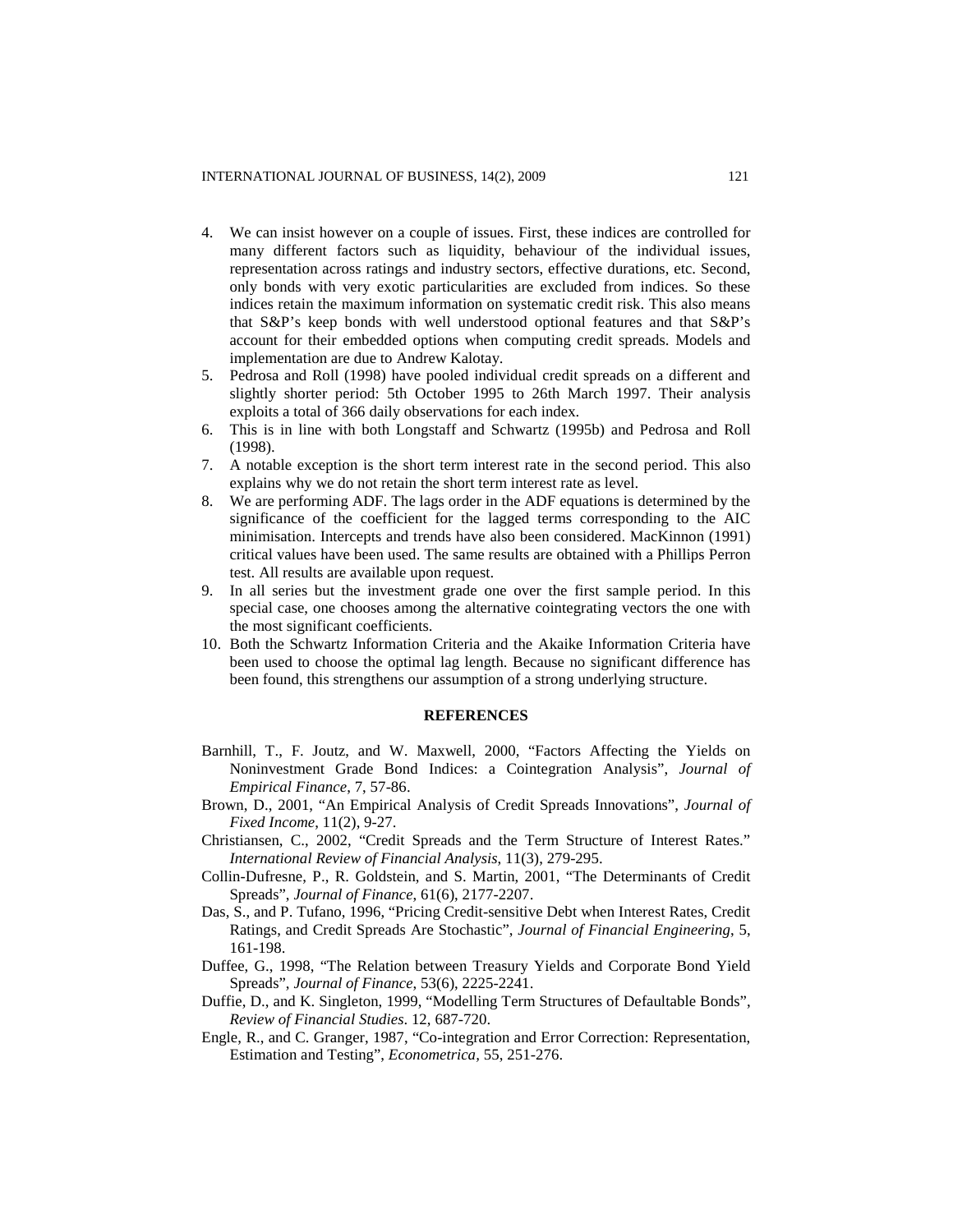4. We can insist however on a couple of issues. First, these indices are controlled for many different factors such as liquidity, behaviour of the individual issues, representation across ratings and industry sectors, effective durations, etc. Second, only bonds with very exotic particularities are excluded from indices. So these indices retain the maximum information on systematic credit risk. This also means that S&P's keep bonds with well understood optional features and that S&P's account for their embedded options when computing credit spreads. Models and implementation are due to Andrew Kalotay.
5. Pedrosa and Roll (1998) have pooled individual credit spreads on a different and slightly shorter period: 5th October 1995 to 26th March 1997. Their analysis exploits a total of 366 daily observations for each index.
6. This is in line with both Longstaff and Schwartz (1995b) and Pedrosa and Roll (1998).
7. A notable exception is the short term interest rate in the second period. This also explains why we do not retain the short term interest rate as level.
8. We are performing ADF. The lags order in the ADF equations is determined by the significance of the coefficient for the lagged terms corresponding to the AIC minimisation. Intercepts and trends have also been considered. MacKinnon (1991) critical values have been used. The same results are obtained with a Phillips Perron test. All results are available upon request.
9. In all series but the investment grade one over the first sample period. In this special case, one chooses among the alternative cointegrating vectors the one with the most significant coefficients.
10. Both the Schwartz Information Criteria and the Akaike Information Criteria have been used to choose the optimal lag length. Because no significant difference has been found, this strengthens our assumption of a strong underlying structure.

## REFERENCES

Barnhill, T., F. Joutz, and W. Maxwell, 2000, "Factors Affecting the Yields on Noninvestment Grade Bond Indices: a Cointegration Analysis", *Journal of Empirical Finance*, 7, 57-86.

Brown, D., 2001, "An Empirical Analysis of Credit Spreads Innovations", *Journal of Fixed Income*, 11(2), 9-27.

Christiansen, C., 2002, "Credit Spreads and the Term Structure of Interest Rates." *International Review of Financial Analysis*, 11(3), 279-295.

Collin-Dufresne, P., R. Goldstein, and S. Martin, 2001, "The Determinants of Credit Spreads", *Journal of Finance*, 61(6), 2177-2207.

Das, S., and P. Tufano, 1996, "Pricing Credit-sensitive Debt when Interest Rates, Credit Ratings, and Credit Spreads Are Stochastic", *Journal of Financial Engineering*, 5, 161-198.

Duffee, G., 1998, "The Relation between Treasury Yields and Corporate Bond Yield Spreads", *Journal of Finance*, 53(6), 2225-2241.

Duffie, D., and K. Singleton, 1999, "Modelling Term Structures of Defaultable Bonds", *Review of Financial Studies*. 12, 687-720.

Engle, R., and C. Granger, 1987, "Co-integration and Error Correction: Representation, Estimation and Testing", *Econometrica*, 55, 251-276.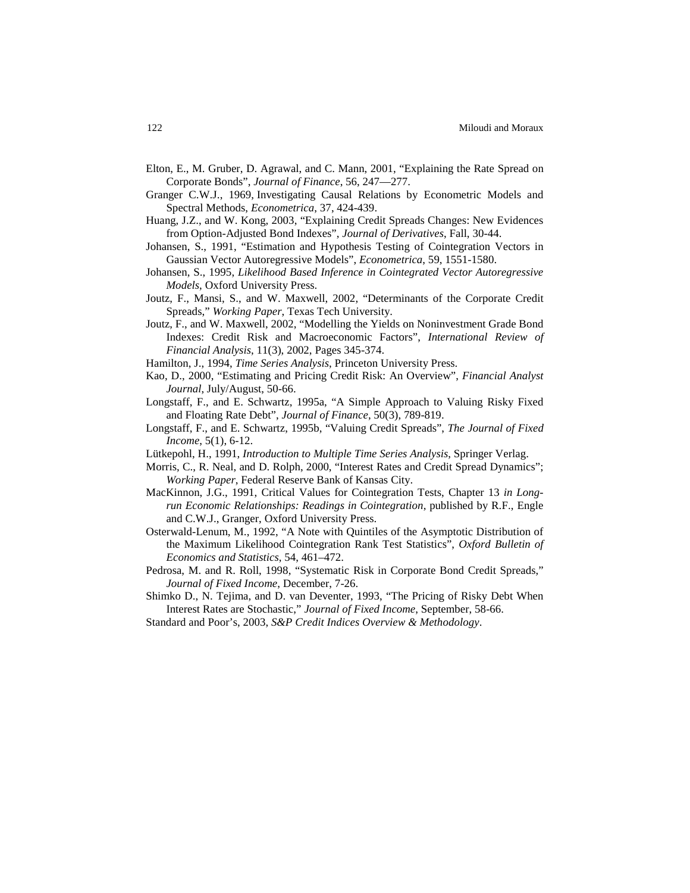Elton, E., M. Gruber, D. Agrawal, and C. Mann, 2001, “Explaining the Rate Spread on Corporate Bonds”, *Journal of Finance*, 56, 247—277.

Granger C.W.J., 1969, Investigating Causal Relations by Econometric Models and Spectral Methods, *Econometrica*, 37, 424-439.

Huang, J.Z., and W. Kong, 2003, “Explaining Credit Spreads Changes: New Evidences from Option-Adjusted Bond Indexes”, *Journal of Derivatives*, Fall, 30-44.

Johansen, S., 1991, “Estimation and Hypothesis Testing of Cointegration Vectors in Gaussian Vector Autoregressive Models”, *Econometrica*, 59, 1551-1580.

Johansen, S., 1995, *Likelihood Based Inference in Cointegrated Vector Autoregressive Models*, Oxford University Press.

Joutz, F., Mansi, S., and W. Maxwell, 2002, “Determinants of the Corporate Credit Spreads,” *Working Paper*, Texas Tech University.

Joutz, F., and W. Maxwell, 2002, “Modelling the Yields on Noninvestment Grade Bond Indexes: Credit Risk and Macroeconomic Factors”, *International Review of Financial Analysis*, 11(3), 2002, Pages 345-374.

Hamilton, J., 1994, *Time Series Analysis*, Princeton University Press.

Kao, D., 2000, “Estimating and Pricing Credit Risk: An Overview”, *Financial Analyst Journal*, July/August, 50-66.

Longstaff, F., and E. Schwartz, 1995a, “A Simple Approach to Valuing Risky Fixed and Floating Rate Debt”, *Journal of Finance*, 50(3), 789-819.

Longstaff, F., and E. Schwartz, 1995b, “Valuing Credit Spreads”, *The Journal of Fixed Income*, 5(1), 6-12.

Lütkepohl, H., 1991, *Introduction to Multiple Time Series Analysis*, Springer Verlag.

Morris, C., R. Neal, and D. Rolph, 2000, “Interest Rates and Credit Spread Dynamics”; *Working Paper*, Federal Reserve Bank of Kansas City.

MacKinnon, J.G., 1991, Critical Values for Cointegration Tests, Chapter 13 *in Long-run Economic Relationships: Readings in Cointegration*, published by R.F., Engle and C.W.J., Granger, Oxford University Press.

Osterwald-Lenum, M., 1992, “A Note with Quintiles of the Asymptotic Distribution of the Maximum Likelihood Cointegration Rank Test Statistics”, *Oxford Bulletin of Economics and Statistics*, 54, 461–472.

Pedrosa, M. and R. Roll, 1998, “Systematic Risk in Corporate Bond Credit Spreads,” *Journal of Fixed Income*, December, 7-26.

Shimko D., N. Tejima, and D. van Deventer, 1993, “The Pricing of Risky Debt When Interest Rates are Stochastic,” *Journal of Fixed Income*, September, 58-66.

Standard and Poor’s, 2003, *S&P Credit Indices Overview & Methodology*.